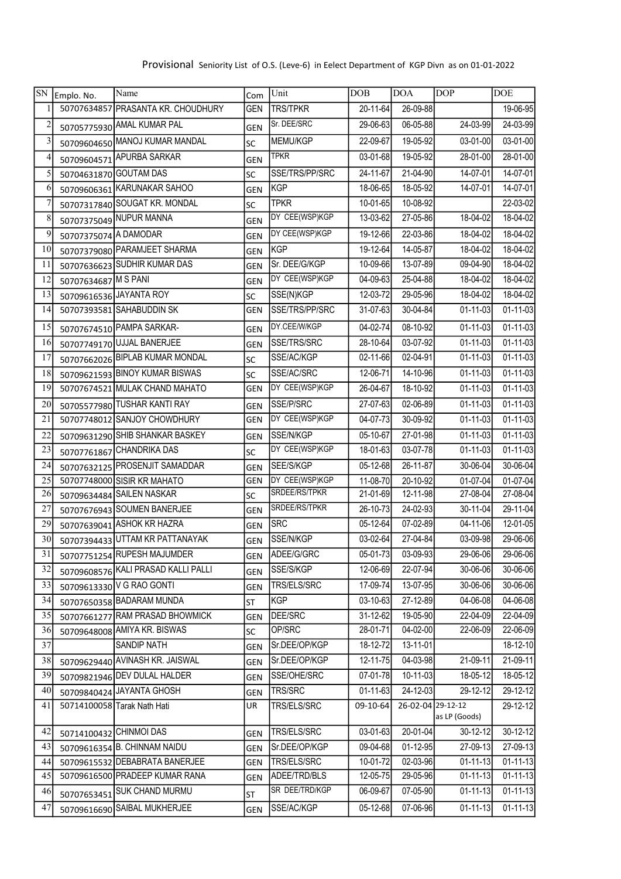Provisional Seniority List of O.S. (Leve-6) in Eelect Department of KGP Divn as on 01-01-2022

| SN | Emplo. No. | Name | Com | Unit | DOB | DOA | DOP | DOE |
|---|---|---|---|---|---|---|---|---|
| 1 | 50707634857 | PRASANTA KR. CHOUDHURY | GEN | TRS/TPKR | 20-11-64 | 26-09-88 | | 19-06-95 |
| 2 | 50705775930 | AMAL KUMAR PAL | GEN | Sr. DEE/SRC | 29-06-63 | 06-05-88 | 24-03-99 | 24-03-99 |
| 3 | 50709604650 | MANOJ KUMAR MANDAL | SC | MEMU/KGP | 22-09-67 | 19-05-92 | 03-01-00 | 03-01-00 |
| 4 | 50709604571 | APURBA SARKAR | GEN | TPKR | 03-01-68 | 19-05-92 | 28-01-00 | 28-01-00 |
| 5 | 50704631870 | GOUTAM DAS | SC | SSE/TRS/PP/SRC | 24-11-67 | 21-04-90 | 14-07-01 | 14-07-01 |
| 6 | 50709606361 | KARUNAKAR SAHOO | GEN | KGP | 18-06-65 | 18-05-92 | 14-07-01 | 14-07-01 |
| 7 | 50707317840 | SOUGAT KR. MONDAL | SC | TPKR | 10-01-65 | 10-08-92 | | 22-03-02 |
| 8 | 50707375049 | NUPUR MANNA | GEN | DY CEE(WSP)KGP | 13-03-62 | 27-05-86 | 18-04-02 | 18-04-02 |
| 9 | 50707375074 | A DAMODAR | GEN | DY CEE(WSP)KGP | 19-12-66 | 22-03-86 | 18-04-02 | 18-04-02 |
| 10 | 50707379080 | PARAMJEET SHARMA | GEN | KGP | 19-12-64 | 14-05-87 | 18-04-02 | 18-04-02 |
| 11 | 50707636623 | SUDHIR KUMAR DAS | GEN | Sr. DEE/G/KGP | 10-09-66 | 13-07-89 | 09-04-90 | 18-04-02 |
| 12 | 50707634687 | M S PANI | GEN | DY CEE(WSP)KGP | 04-09-63 | 25-04-88 | 18-04-02 | 18-04-02 |
| 13 | 50709616536 | JAYANTA ROY | SC | SSE(N)KGP | 12-03-72 | 29-05-96 | 18-04-02 | 18-04-02 |
| 14 | 50707393581 | SAHABUDDIN SK | GEN | SSE/TRS/PP/SRC | 31-07-63 | 30-04-84 | 01-11-03 | 01-11-03 |
| 15 | 50707674510 | PAMPA SARKAR- | GEN | DY.CEE/W/KGP | 04-02-74 | 08-10-92 | 01-11-03 | 01-11-03 |
| 16 | 50707749170 | UJJAL BANERJEE | GEN | SSE/TRS/SRC | 28-10-64 | 03-07-92 | 01-11-03 | 01-11-03 |
| 17 | 50707662026 | BIPLAB KUMAR MONDAL | SC | SSE/AC/KGP | 02-11-66 | 02-04-91 | 01-11-03 | 01-11-03 |
| 18 | 50709621593 | BINOY KUMAR BISWAS | SC | SSE/AC/SRC | 12-06-71 | 14-10-96 | 01-11-03 | 01-11-03 |
| 19 | 50707674521 | MULAK CHAND MAHATO | GEN | DY CEE(WSP)KGP | 26-04-67 | 18-10-92 | 01-11-03 | 01-11-03 |
| 20 | 50705577980 | TUSHAR KANTI RAY | GEN | SSE/P/SRC | 27-07-63 | 02-06-89 | 01-11-03 | 01-11-03 |
| 21 | 50707748012 | SANJOY CHOWDHURY | GEN | DY CEE(WSP)KGP | 04-07-73 | 30-09-92 | 01-11-03 | 01-11-03 |
| 22 | 50709631290 | SHIB SHANKAR BASKEY | GEN | SSE/N/KGP | 05-10-67 | 27-01-98 | 01-11-03 | 01-11-03 |
| 23 | 50707761867 | CHANDRIKA DAS | SC | DY CEE(WSP)KGP | 18-01-63 | 03-07-78 | 01-11-03 | 01-11-03 |
| 24 | 50707632125 | PROSENJIT SAMADDAR | GEN | SEE/S/KGP | 05-12-68 | 26-11-87 | 30-06-04 | 30-06-04 |
| 25 | 50707748000 | SISIR KR MAHATO | GEN | DY CEE(WSP)KGP | 11-08-70 | 20-10-92 | 01-07-04 | 01-07-04 |
| 26 | 50709634484 | SAILEN NASKAR | SC | SRDEE/RS/TPKR | 21-01-69 | 12-11-98 | 27-08-04 | 27-08-04 |
| 27 | 50707676943 | SOUMEN BANERJEE | GEN | SRDEE/RS/TPKR | 26-10-73 | 24-02-93 | 30-11-04 | 29-11-04 |
| 29 | 50707639041 | ASHOK KR HAZRA | GEN | SRC | 05-12-64 | 07-02-89 | 04-11-06 | 12-01-05 |
| 30 | 50707394433 | UTTAM KR PATTANAYAK | GEN | SSE/N/KGP | 03-02-64 | 27-04-84 | 03-09-98 | 29-06-06 |
| 31 | 50707751254 | RUPESH MAJUMDER | GEN | ADEE/G/GRC | 05-01-73 | 03-09-93 | 29-06-06 | 29-06-06 |
| 32 | 50709608576 | KALI PRASAD KALLI PALLI | GEN | SSE/S/KGP | 12-06-69 | 22-07-94 | 30-06-06 | 30-06-06 |
| 33 | 50709613330 | V G RAO GONTI | GEN | TRS/ELS/SRC | 17-09-74 | 13-07-95 | 30-06-06 | 30-06-06 |
| 34 | 50707650358 | BADARAM MUNDA | ST | KGP | 03-10-63 | 27-12-89 | 04-06-08 | 04-06-08 |
| 35 | 50707661277 | RAM PRASAD BHOWMICK | GEN | DEE/SRC | 31-12-62 | 19-05-90 | 22-04-09 | 22-04-09 |
| 36 | 50709648008 | AMIYA KR. BISWAS | SC | OP/SRC | 28-01-71 | 04-02-00 | 22-06-09 | 22-06-09 |
| 37 | | SANDIP NATH | GEN | Sr.DEE/OP/KGP | 18-12-72 | 13-11-01 | | 18-12-10 |
| 38 | 50709629440 | AVINASH KR. JAISWAL | GEN | Sr.DEE/OP/KGP | 12-11-75 | 04-03-98 | 21-09-11 | 21-09-11 |
| 39 | 50709821946 | DEV DULAL HALDER | GEN | SSE/OHE/SRC | 07-01-78 | 10-11-03 | 18-05-12 | 18-05-12 |
| 40 | 50709840424 | JAYANTA GHOSH | GEN | TRS/SRC | 01-11-63 | 24-12-03 | 29-12-12 | 29-12-12 |
| 41 | 50714100058 | Tarak Nath Hati | UR | TRS/ELS/SRC | 09-10-64 | 26-02-04 | 29-12-12 as LP (Goods) | 29-12-12 |
| 42 | 50714100432 | CHINMOI DAS | GEN | TRS/ELS/SRC | 03-01-63 | 20-01-04 | 30-12-12 | 30-12-12 |
| 43 | 50709616354 | B. CHINNAM NAIDU | GEN | Sr.DEE/OP/KGP | 09-04-68 | 01-12-95 | 27-09-13 | 27-09-13 |
| 44 | 50709615532 | DEBABRATA BANERJEE | GEN | TRS/ELS/SRC | 10-01-72 | 02-03-96 | 01-11-13 | 01-11-13 |
| 45 | 50709616500 | PRADEEP KUMAR RANA | GEN | ADEE/TRD/BLS | 12-05-75 | 29-05-96 | 01-11-13 | 01-11-13 |
| 46 | 50707653451 | SUK CHAND MURMU | ST | SR DEE/TRD/KGP | 06-09-67 | 07-05-90 | 01-11-13 | 01-11-13 |
| 47 | 50709616690 | SAIBAL MUKHERJEE | GEN | SSE/AC/KGP | 05-12-68 | 07-06-96 | 01-11-13 | 01-11-13 |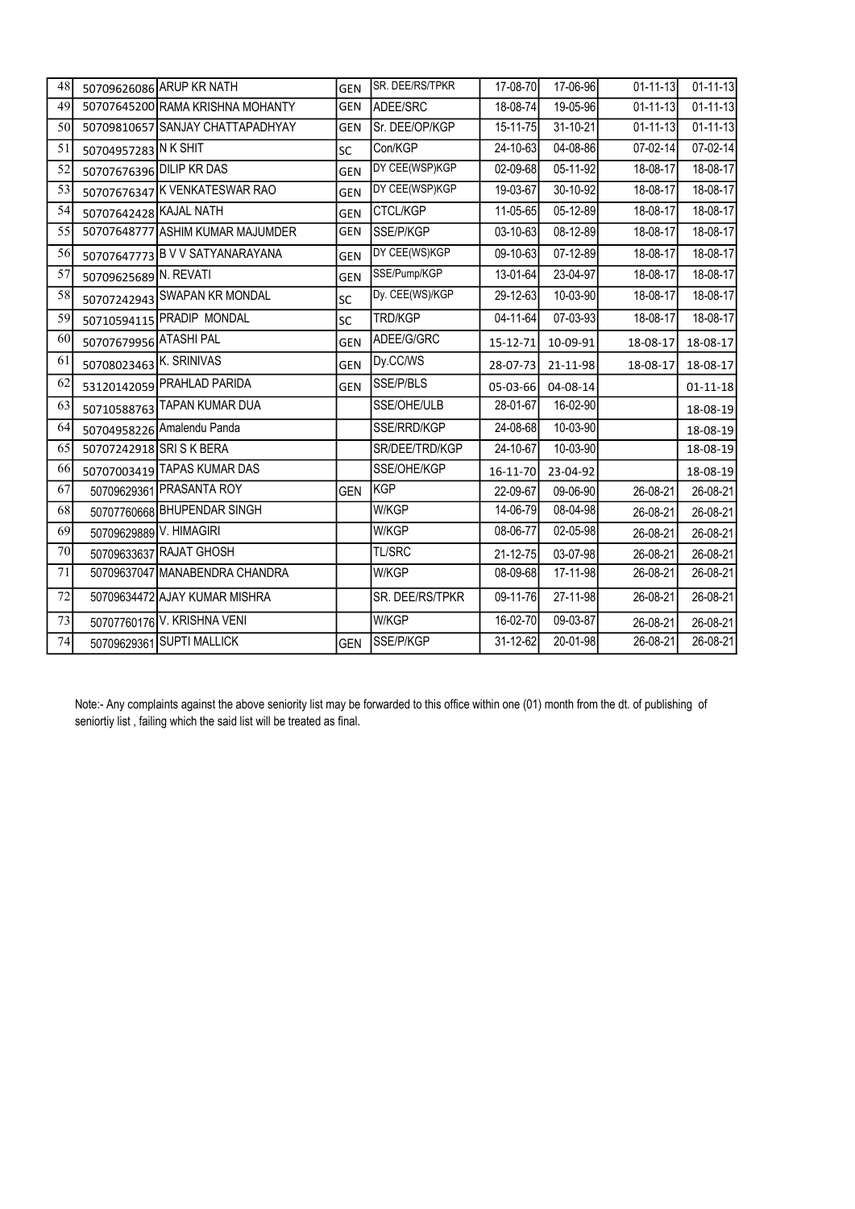| | | | | | | | | |
|---|---|---|---|---|---|---|---|---|
| 48 | 50709626086 | ARUP KR NATH | GEN | SR. DEE/RS/TPKR | 17-08-70 | 17-06-96 | 01-11-13 | 01-11-13 |
| 49 | 50707645200 | RAMA KRISHNA MOHANTY | GEN | ADEE/SRC | 18-08-74 | 19-05-96 | 01-11-13 | 01-11-13 |
| 50 | 50709810657 | SANJAY CHATTAPADHYAY | GEN | Sr. DEE/OP/KGP | 15-11-75 | 31-10-21 | 01-11-13 | 01-11-13 |
| 51 | 50704957283 | N K SHIT | SC | Con/KGP | 24-10-63 | 04-08-86 | 07-02-14 | 07-02-14 |
| 52 | 50707676396 | DILIP KR DAS | GEN | DY CEE(WSP)KGP | 02-09-68 | 05-11-92 | 18-08-17 | 18-08-17 |
| 53 | 50707676347 | K VENKATESWAR RAO | GEN | DY CEE(WSP)KGP | 19-03-67 | 30-10-92 | 18-08-17 | 18-08-17 |
| 54 | 50707642428 | KAJAL NATH | GEN | CTCL/KGP | 11-05-65 | 05-12-89 | 18-08-17 | 18-08-17 |
| 55 | 50707648777 | ASHIM KUMAR MAJUMDER | GEN | SSE/P/KGP | 03-10-63 | 08-12-89 | 18-08-17 | 18-08-17 |
| 56 | 50707647773 | B V V SATYANARAYANA | GEN | DY CEE(WS)KGP | 09-10-63 | 07-12-89 | 18-08-17 | 18-08-17 |
| 57 | 50709625689 | N. REVATI | GEN | SSE/Pump/KGP | 13-01-64 | 23-04-97 | 18-08-17 | 18-08-17 |
| 58 | 50707242943 | SWAPAN KR MONDAL | SC | Dy. CEE(WS)/KGP | 29-12-63 | 10-03-90 | 18-08-17 | 18-08-17 |
| 59 | 50710594115 | PRADIP MONDAL | SC | TRD/KGP | 04-11-64 | 07-03-93 | 18-08-17 | 18-08-17 |
| 60 | 50707679956 | ATASHI PAL | GEN | ADEE/G/GRC | 15-12-71 | 10-09-91 | 18-08-17 | 18-08-17 |
| 61 | 50708023463 | K. SRINIVAS | GEN | Dy.CC/WS | 28-07-73 | 21-11-98 | 18-08-17 | 18-08-17 |
| 62 | 53120142059 | PRAHLAD PARIDA | GEN | SSE/P/BLS | 05-03-66 | 04-08-14 | | 01-11-18 |
| 63 | 50710588763 | TAPAN KUMAR DUA | | SSE/OHE/ULB | 28-01-67 | 16-02-90 | | 18-08-19 |
| 64 | 50704958226 | Amalendu Panda | | SSE/RRD/KGP | 24-08-68 | 10-03-90 | | 18-08-19 |
| 65 | 50707242918 | SRI S K BERA | | SR/DEE/TRD/KGP | 24-10-67 | 10-03-90 | | 18-08-19 |
| 66 | 50707003419 | TAPAS KUMAR DAS | | SSE/OHE/KGP | 16-11-70 | 23-04-92 | | 18-08-19 |
| 67 | 50709629361 | PRASANTA ROY | GEN | KGP | 22-09-67 | 09-06-90 | 26-08-21 | 26-08-21 |
| 68 | 50707760668 | BHUPENDAR SINGH | | W/KGP | 14-06-79 | 08-04-98 | 26-08-21 | 26-08-21 |
| 69 | 50709629889 | V. HIMAGIRI | | W/KGP | 08-06-77 | 02-05-98 | 26-08-21 | 26-08-21 |
| 70 | 50709633637 | RAJAT GHOSH | | TL/SRC | 21-12-75 | 03-07-98 | 26-08-21 | 26-08-21 |
| 71 | 50709637047 | MANABENDRA CHANDRA | | W/KGP | 08-09-68 | 17-11-98 | 26-08-21 | 26-08-21 |
| 72 | 50709634472 | AJAY KUMAR MISHRA | | SR. DEE/RS/TPKR | 09-11-76 | 27-11-98 | 26-08-21 | 26-08-21 |
| 73 | 50707760176 | V. KRISHNA VENI | | W/KGP | 16-02-70 | 09-03-87 | 26-08-21 | 26-08-21 |
| 74 | 50709629361 | SUPTI MALLICK | GEN | SSE/P/KGP | 31-12-62 | 20-01-98 | 26-08-21 | 26-08-21 |

Note:- Any complaints against the above seniority list may be forwarded to this office within one (01) month from the dt. of publishing of seniortiy list , failing which the said list will be treated as final.